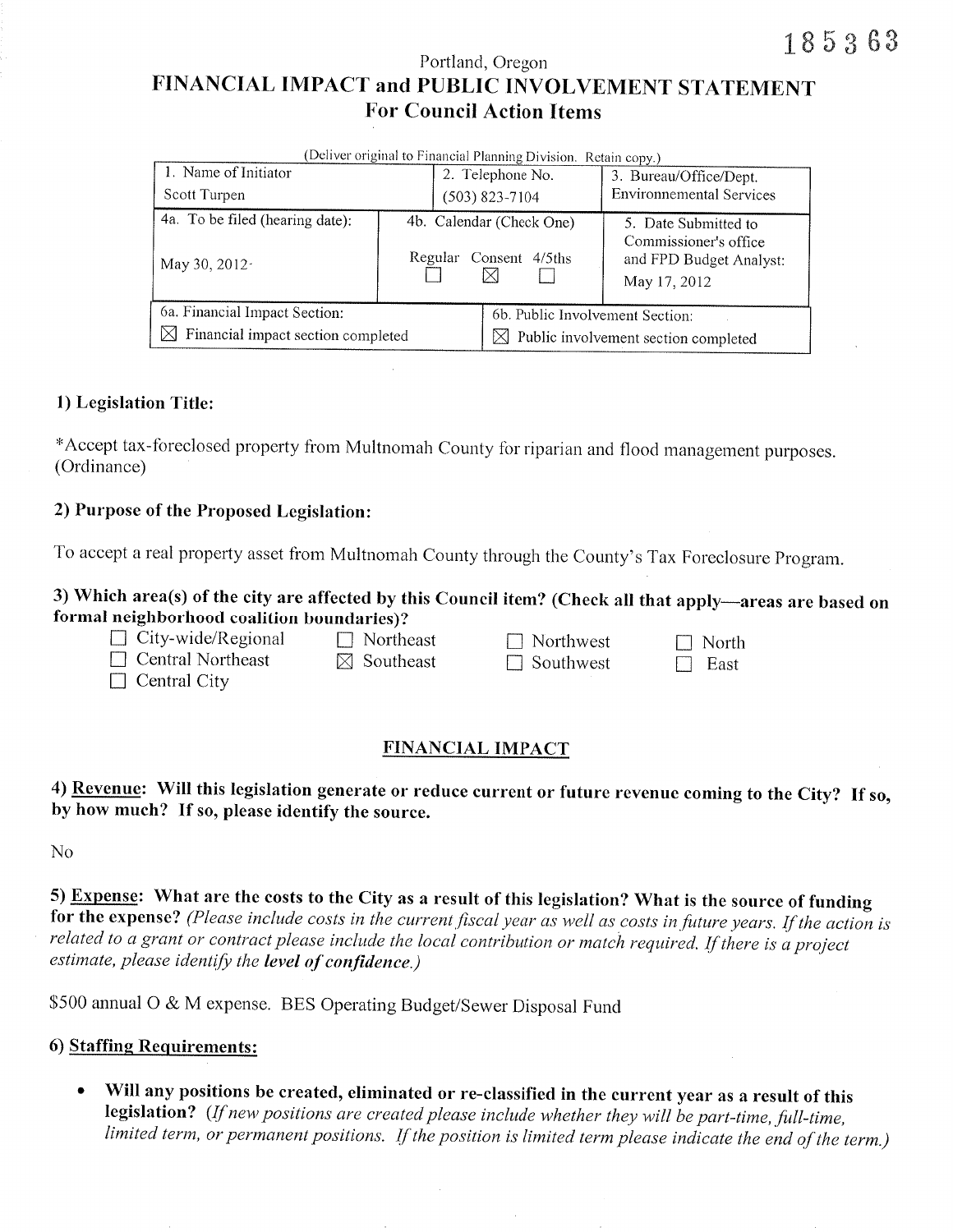185363

Portland, Oregon

# FINANCIAL IMPACT and PUBLIC INVOLVEMENT STATEMENT
## For Council Action Items

(Deliver original to Financial Planning Division. Retain copy.)

| 1. Name of Initiator | 2. Telephone No. | 3. Bureau/Office/Dept. |
|---|---|---|
| Scott Turpen | (503) 823-7104 | Environnemental Services |
| 4a. To be filed (hearing date): May 30, 2012 | 4b. Calendar (Check One) Regular ☐ Consent ☒ 4/5ths ☐ | 5. Date Submitted to Commissioner's office and FPD Budget Analyst: May 17, 2012 |
| 6a. Financial Impact Section: ☒ Financial impact section completed | 6b. Public Involvement Section: ☒ Public involvement section completed | |

### 1) Legislation Title:

*Accept tax-foreclosed property from Multnomah County for riparian and flood management purposes. (Ordinance)

### 2) Purpose of the Proposed Legislation:

To accept a real property asset from Multnomah County through the County's Tax Foreclosure Program.

### 3) Which area(s) of the city are affected by this Council item? (Check all that apply—areas are based on formal neighborhood coalition boundaries)?

- ☐ City-wide/Regional
- ☐ Northeast
- ☐ Northwest
- ☐ North
- ☐ Central Northeast
- ☒ Southeast
- ☐ Southwest
- ☐ East
- ☐ Central City

## FINANCIAL IMPACT

### 4) Revenue: Will this legislation generate or reduce current or future revenue coming to the City? If so, by how much? If so, please identify the source.

No

### 5) Expense: What are the costs to the City as a result of this legislation? What is the source of funding for the expense? *(Please include costs in the current fiscal year as well as costs in future years. If the action is related to a grant or contract please include the local contribution or match required. If there is a project estimate, please identify the **level of confidence**.)*

$500 annual O & M expense. BES Operating Budget/Sewer Disposal Fund

### 6) Staffing Requirements:

- **Will any positions be created, eliminated or re-classified in the current year as a result of this legislation?** *(If new positions are created please include whether they will be part-time, full-time, limited term, or permanent positions. If the position is limited term please indicate the end of the term.)*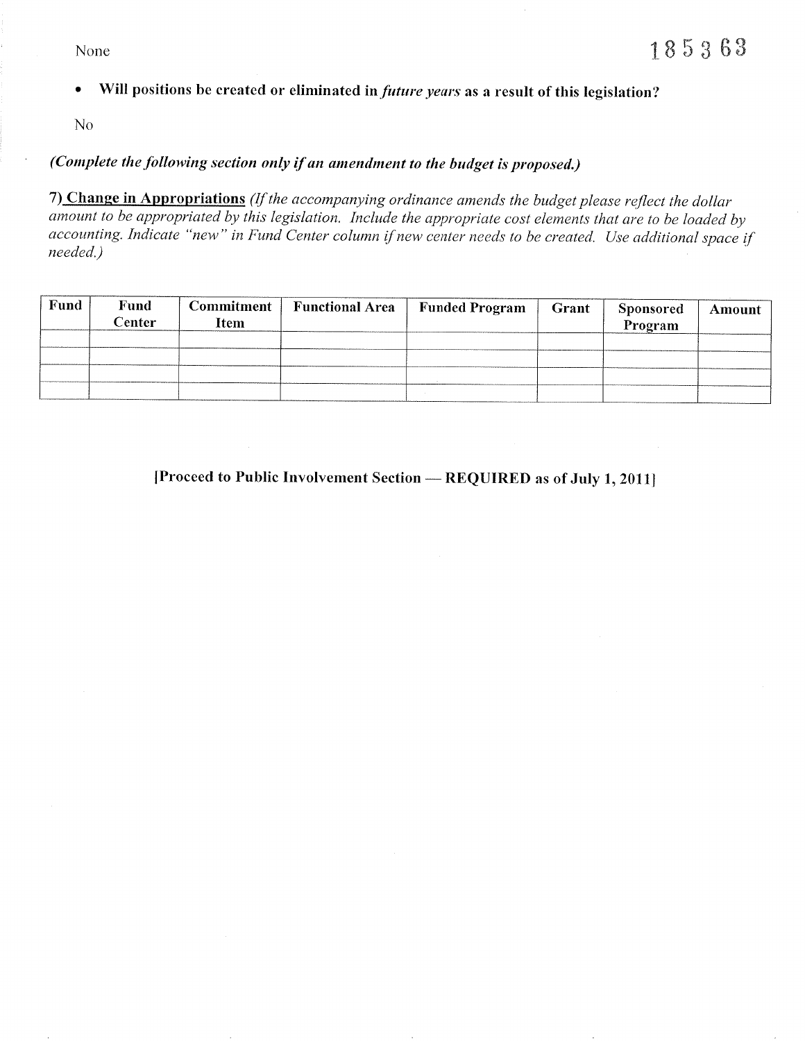None

185363

- **Will positions be created or eliminated in *future years* as a result of this legislation?**

No

***(Complete the following section only if an amendment to the budget is proposed.)***

7) **Change in Appropriations** *(If the accompanying ordinance amends the budget please reflect the dollar amount to be appropriated by this legislation. Include the appropriate cost elements that are to be loaded by accounting. Indicate "new" in Fund Center column if new center needs to be created. Use additional space if needed.)*

| Fund | Fund Center | Commitment Item | Functional Area | Funded Program | Grant | Sponsored Program | Amount |
|---|---|---|---|---|---|---|---|
| | | | | | | | |
| | | | | | | | |
| | | | | | | | |
| | | | | | | | |

**[Proceed to Public Involvement Section — REQUIRED as of July 1, 2011]**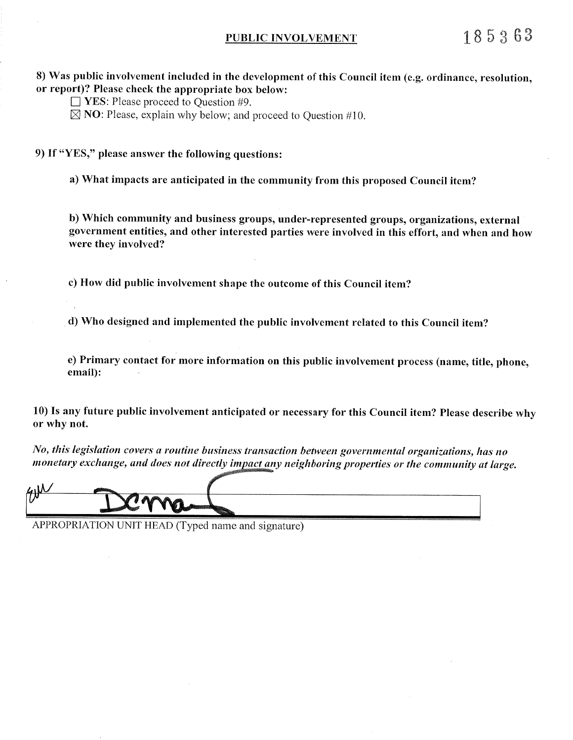## PUBLIC INVOLVEMENT

185363

**8) Was public involvement included in the development of this Council item (e.g. ordinance, resolution, or report)? Please check the appropriate box below:**

☐ **YES**: Please proceed to Question #9.

☒ **NO**: Please, explain why below; and proceed to Question #10.

**9) If "YES," please answer the following questions:**

**a) What impacts are anticipated in the community from this proposed Council item?**

**b) Which community and business groups, under-represented groups, organizations, external government entities, and other interested parties were involved in this effort, and when and how were they involved?**

**c) How did public involvement shape the outcome of this Council item?**

**d) Who designed and implemented the public involvement related to this Council item?**

**e) Primary contact for more information on this public involvement process (name, title, phone, email):**

**10) Is any future public involvement anticipated or necessary for this Council item? Please describe why or why not.**

*No, this legislation covers a routine business transaction between governmental organizations, has no monetary exchange, and does not directly impact any neighboring properties or the community at large.*

APPROPRIATION UNIT HEAD (Typed name and signature)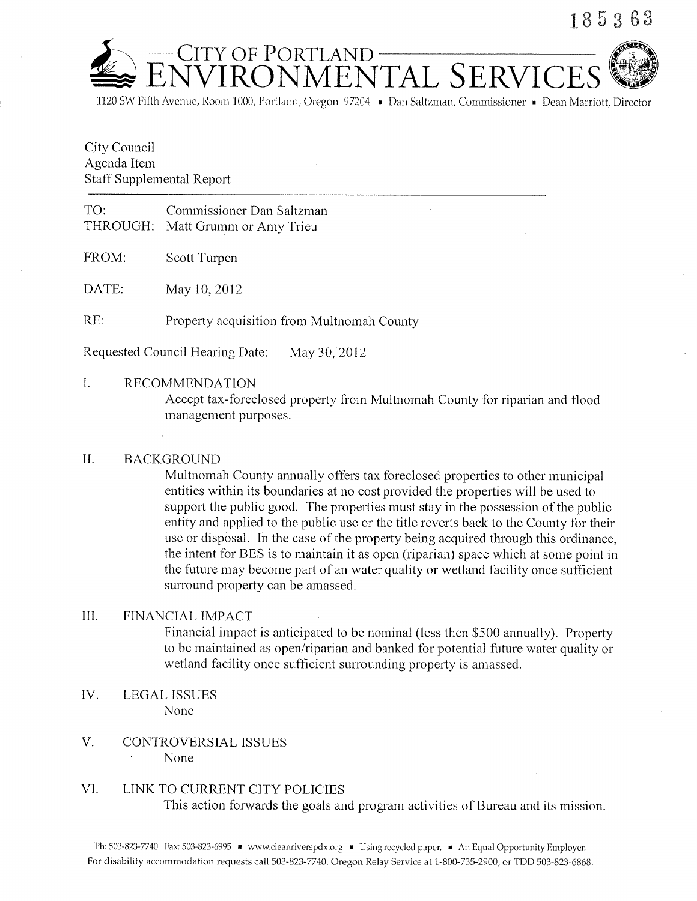185363

# CITY OF PORTLAND ENVIRONMENTAL SERVICES

1120 SW Fifth Avenue, Room 1000, Portland, Oregon 97204 ▪ Dan Saltzman, Commissioner ▪ Dean Marriott, Director

City Council
Agenda Item
Staff Supplemental Report

---

TO: Commissioner Dan Saltzman
THROUGH: Matt Grumm or Amy Trieu

FROM: Scott Turpen

DATE: May 10, 2012

RE: Property acquisition from Multnomah County

Requested Council Hearing Date: May 30, 2012

I. RECOMMENDATION

Accept tax-foreclosed property from Multnomah County for riparian and flood management purposes.

II. BACKGROUND

Multnomah County annually offers tax foreclosed properties to other municipal entities within its boundaries at no cost provided the properties will be used to support the public good. The properties must stay in the possession of the public entity and applied to the public use or the title reverts back to the County for their use or disposal. In the case of the property being acquired through this ordinance, the intent for BES is to maintain it as open (riparian) space which at some point in the future may become part of an water quality or wetland facility once sufficient surround property can be amassed.

III. FINANCIAL IMPACT

Financial impact is anticipated to be nominal (less then $500 annually). Property to be maintained as open/riparian and banked for potential future water quality or wetland facility once sufficient surrounding property is amassed.

IV. LEGAL ISSUES

None

V. CONTROVERSIAL ISSUES

None

VI. LINK TO CURRENT CITY POLICIES

This action forwards the goals and program activities of Bureau and its mission.

Ph: 503-823-7740 Fax: 503-823-6995 ▪ www.cleanriverspdx.org ▪ Using recycled paper. ▪ An Equal Opportunity Employer.
For disability accommodation requests call 503-823-7740, Oregon Relay Service at 1-800-735-2900, or TDD 503-823-6868.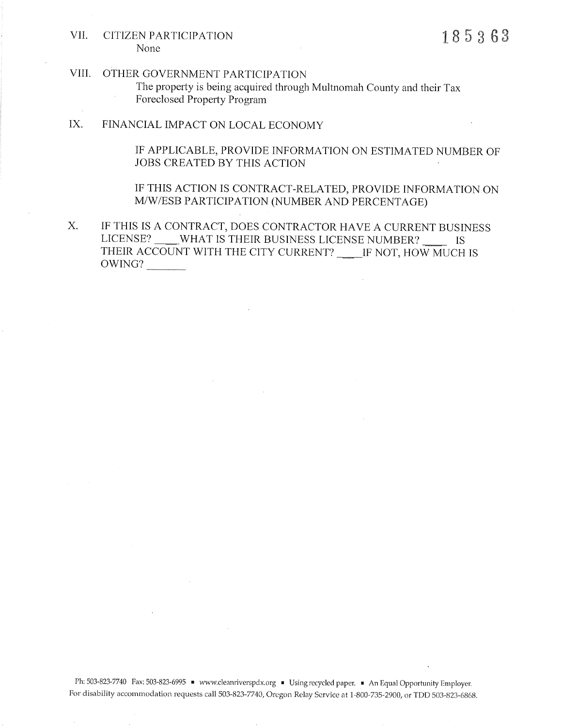185363

VII. CITIZEN PARTICIPATION

None

VIII. OTHER GOVERNMENT PARTICIPATION

The property is being acquired through Multnomah County and their Tax Foreclosed Property Program

IX. FINANCIAL IMPACT ON LOCAL ECONOMY

IF APPLICABLE, PROVIDE INFORMATION ON ESTIMATED NUMBER OF JOBS CREATED BY THIS ACTION

IF THIS ACTION IS CONTRACT-RELATED, PROVIDE INFORMATION ON M/W/ESB PARTICIPATION (NUMBER AND PERCENTAGE)

X. IF THIS IS A CONTRACT, DOES CONTRACTOR HAVE A CURRENT BUSINESS LICENSE? ____ WHAT IS THEIR BUSINESS LICENSE NUMBER? ____ IS THEIR ACCOUNT WITH THE CITY CURRENT? ____ IF NOT, HOW MUCH IS OWING? ________

Ph: 503-823-7740 Fax: 503-823-6995 ▪ www.cleanriverspdx.org ▪ Using recycled paper. ▪ An Equal Opportunity Employer.
For disability accommodation requests call 503-823-7740, Oregon Relay Service at 1-800-735-2900, or TDD 503-823-6868.